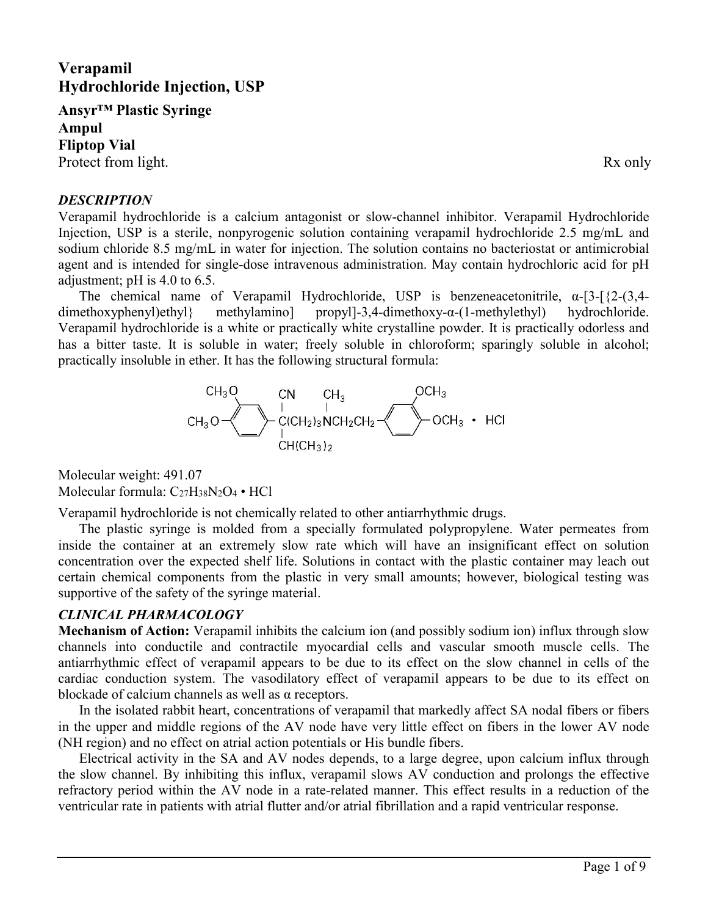# Verapamil
# Hydrochloride Injection, USP

**Ansyr™ Plastic Syringe**
**Ampul**
**Fliptop Vial**

Protect from light. Rx only

## *DESCRIPTION*

Verapamil hydrochloride is a calcium antagonist or slow-channel inhibitor. Verapamil Hydrochloride Injection, USP is a sterile, nonpyrogenic solution containing verapamil hydrochloride 2.5 mg/mL and sodium chloride 8.5 mg/mL in water for injection. The solution contains no bacteriostat or antimicrobial agent and is intended for single-dose intravenous administration. May contain hydrochloric acid for pH adjustment; pH is 4.0 to 6.5.

The chemical name of Verapamil Hydrochloride, USP is benzeneacetonitrile, α-[3-[{2-(3,4-dimethoxyphenyl)ethyl} methylamino] propyl]-3,4-dimethoxy-α-(1-methylethyl) hydrochloride. Verapamil hydrochloride is a white or practically white crystalline powder. It is practically odorless and has a bitter taste. It is soluble in water; freely soluble in chloroform; sparingly soluble in alcohol; practically insoluble in ether. It has the following structural formula:

$CH_3O$, $CH_3O$ — CN, $C(CH_2)_3NCH_2CH_2$, $CH(CH_3)_2$, $CH_3$ — $OCH_3$, $OCH_3$ • HCl

Molecular weight: 491.07

Molecular formula: $C_{27}H_{38}N_2O_4$ • HCl

Verapamil hydrochloride is not chemically related to other antiarrhythmic drugs.

The plastic syringe is molded from a specially formulated polypropylene. Water permeates from inside the container at an extremely slow rate which will have an insignificant effect on solution concentration over the expected shelf life. Solutions in contact with the plastic container may leach out certain chemical components from the plastic in very small amounts; however, biological testing was supportive of the safety of the syringe material.

## *CLINICAL PHARMACOLOGY*

**Mechanism of Action:** Verapamil inhibits the calcium ion (and possibly sodium ion) influx through slow channels into conductile and contractile myocardial cells and vascular smooth muscle cells. The antiarrhythmic effect of verapamil appears to be due to its effect on the slow channel in cells of the cardiac conduction system. The vasodilatory effect of verapamil appears to be due to its effect on blockade of calcium channels as well as α receptors.

In the isolated rabbit heart, concentrations of verapamil that markedly affect SA nodal fibers or fibers in the upper and middle regions of the AV node have very little effect on fibers in the lower AV node (NH region) and no effect on atrial action potentials or His bundle fibers.

Electrical activity in the SA and AV nodes depends, to a large degree, upon calcium influx through the slow channel. By inhibiting this influx, verapamil slows AV conduction and prolongs the effective refractory period within the AV node in a rate-related manner. This effect results in a reduction of the ventricular rate in patients with atrial flutter and/or atrial fibrillation and a rapid ventricular response.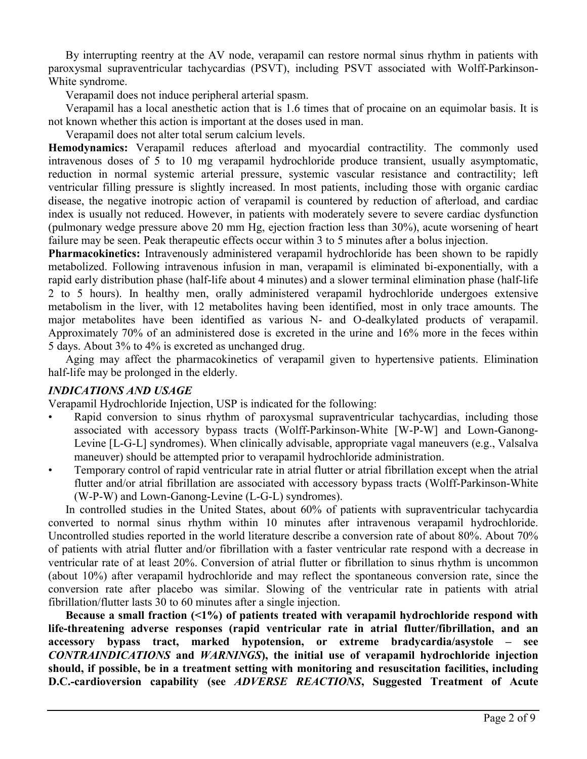By interrupting reentry at the AV node, verapamil can restore normal sinus rhythm in patients with paroxysmal supraventricular tachycardias (PSVT), including PSVT associated with Wolff-Parkinson-White syndrome.

Verapamil does not induce peripheral arterial spasm.

Verapamil has a local anesthetic action that is 1.6 times that of procaine on an equimolar basis. It is not known whether this action is important at the doses used in man.

Verapamil does not alter total serum calcium levels.

**Hemodynamics:** Verapamil reduces afterload and myocardial contractility. The commonly used intravenous doses of 5 to 10 mg verapamil hydrochloride produce transient, usually asymptomatic, reduction in normal systemic arterial pressure, systemic vascular resistance and contractility; left ventricular filling pressure is slightly increased. In most patients, including those with organic cardiac disease, the negative inotropic action of verapamil is countered by reduction of afterload, and cardiac index is usually not reduced. However, in patients with moderately severe to severe cardiac dysfunction (pulmonary wedge pressure above 20 mm Hg, ejection fraction less than 30%), acute worsening of heart failure may be seen. Peak therapeutic effects occur within 3 to 5 minutes after a bolus injection.

**Pharmacokinetics:** Intravenously administered verapamil hydrochloride has been shown to be rapidly metabolized. Following intravenous infusion in man, verapamil is eliminated bi-exponentially, with a rapid early distribution phase (half-life about 4 minutes) and a slower terminal elimination phase (half-life 2 to 5 hours). In healthy men, orally administered verapamil hydrochloride undergoes extensive metabolism in the liver, with 12 metabolites having been identified, most in only trace amounts. The major metabolites have been identified as various N- and O-dealkylated products of verapamil. Approximately 70% of an administered dose is excreted in the urine and 16% more in the feces within 5 days. About 3% to 4% is excreted as unchanged drug.

Aging may affect the pharmacokinetics of verapamil given to hypertensive patients. Elimination half-life may be prolonged in the elderly.

***INDICATIONS AND USAGE***

Verapamil Hydrochloride Injection, USP is indicated for the following:

- Rapid conversion to sinus rhythm of paroxysmal supraventricular tachycardias, including those associated with accessory bypass tracts (Wolff-Parkinson-White [W-P-W] and Lown-Ganong-Levine [L-G-L] syndromes). When clinically advisable, appropriate vagal maneuvers (e.g., Valsalva maneuver) should be attempted prior to verapamil hydrochloride administration.
- Temporary control of rapid ventricular rate in atrial flutter or atrial fibrillation except when the atrial flutter and/or atrial fibrillation are associated with accessory bypass tracts (Wolff-Parkinson-White (W-P-W) and Lown-Ganong-Levine (L-G-L) syndromes).

In controlled studies in the United States, about 60% of patients with supraventricular tachycardia converted to normal sinus rhythm within 10 minutes after intravenous verapamil hydrochloride. Uncontrolled studies reported in the world literature describe a conversion rate of about 80%. About 70% of patients with atrial flutter and/or fibrillation with a faster ventricular rate respond with a decrease in ventricular rate of at least 20%. Conversion of atrial flutter or fibrillation to sinus rhythm is uncommon (about 10%) after verapamil hydrochloride and may reflect the spontaneous conversion rate, since the conversion rate after placebo was similar. Slowing of the ventricular rate in patients with atrial fibrillation/flutter lasts 30 to 60 minutes after a single injection.

**Because a small fraction (<1%) of patients treated with verapamil hydrochloride respond with life-threatening adverse responses (rapid ventricular rate in atrial flutter/fibrillation, and an accessory bypass tract, marked hypotension, or extreme bradycardia/asystole – see *CONTRAINDICATIONS* and *WARNINGS*), the initial use of verapamil hydrochloride injection should, if possible, be in a treatment setting with monitoring and resuscitation facilities, including D.C.-cardioversion capability (see *ADVERSE REACTIONS*, Suggested Treatment of Acute**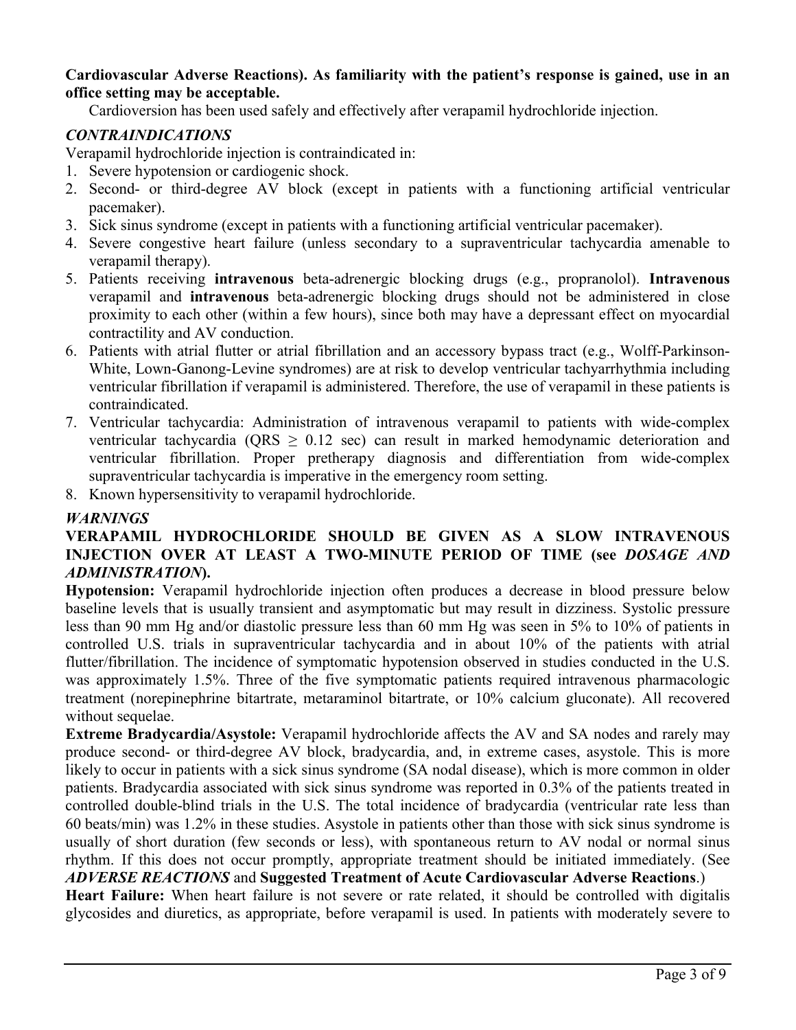**Cardiovascular Adverse Reactions). As familiarity with the patient's response is gained, use in an office setting may be acceptable.**

Cardioversion has been used safely and effectively after verapamil hydrochloride injection.

### *CONTRAINDICATIONS*

Verapamil hydrochloride injection is contraindicated in:

1. Severe hypotension or cardiogenic shock.
2. Second- or third-degree AV block (except in patients with a functioning artificial ventricular pacemaker).
3. Sick sinus syndrome (except in patients with a functioning artificial ventricular pacemaker).
4. Severe congestive heart failure (unless secondary to a supraventricular tachycardia amenable to verapamil therapy).
5. Patients receiving **intravenous** beta-adrenergic blocking drugs (e.g., propranolol). **Intravenous** verapamil and **intravenous** beta-adrenergic blocking drugs should not be administered in close proximity to each other (within a few hours), since both may have a depressant effect on myocardial contractility and AV conduction.
6. Patients with atrial flutter or atrial fibrillation and an accessory bypass tract (e.g., Wolff-Parkinson-White, Lown-Ganong-Levine syndromes) are at risk to develop ventricular tachyarrhythmia including ventricular fibrillation if verapamil is administered. Therefore, the use of verapamil in these patients is contraindicated.
7. Ventricular tachycardia: Administration of intravenous verapamil to patients with wide-complex ventricular tachycardia (QRS $\geq$ 0.12 sec) can result in marked hemodynamic deterioration and ventricular fibrillation. Proper pretherapy diagnosis and differentiation from wide-complex supraventricular tachycardia is imperative in the emergency room setting.
8. Known hypersensitivity to verapamil hydrochloride.

### *WARNINGS*

**VERAPAMIL HYDROCHLORIDE SHOULD BE GIVEN AS A SLOW INTRAVENOUS INJECTION OVER AT LEAST A TWO-MINUTE PERIOD OF TIME (see *DOSAGE AND ADMINISTRATION*).**

**Hypotension:** Verapamil hydrochloride injection often produces a decrease in blood pressure below baseline levels that is usually transient and asymptomatic but may result in dizziness. Systolic pressure less than 90 mm Hg and/or diastolic pressure less than 60 mm Hg was seen in 5% to 10% of patients in controlled U.S. trials in supraventricular tachycardia and in about 10% of the patients with atrial flutter/fibrillation. The incidence of symptomatic hypotension observed in studies conducted in the U.S. was approximately 1.5%. Three of the five symptomatic patients required intravenous pharmacologic treatment (norepinephrine bitartrate, metaraminol bitartrate, or 10% calcium gluconate). All recovered without sequelae.

**Extreme Bradycardia/Asystole:** Verapamil hydrochloride affects the AV and SA nodes and rarely may produce second- or third-degree AV block, bradycardia, and, in extreme cases, asystole. This is more likely to occur in patients with a sick sinus syndrome (SA nodal disease), which is more common in older patients. Bradycardia associated with sick sinus syndrome was reported in 0.3% of the patients treated in controlled double-blind trials in the U.S. The total incidence of bradycardia (ventricular rate less than 60 beats/min) was 1.2% in these studies. Asystole in patients other than those with sick sinus syndrome is usually of short duration (few seconds or less), with spontaneous return to AV nodal or normal sinus rhythm. If this does not occur promptly, appropriate treatment should be initiated immediately. (See ***ADVERSE REACTIONS*** and **Suggested Treatment of Acute Cardiovascular Adverse Reactions**.)

**Heart Failure:** When heart failure is not severe or rate related, it should be controlled with digitalis glycosides and diuretics, as appropriate, before verapamil is used. In patients with moderately severe to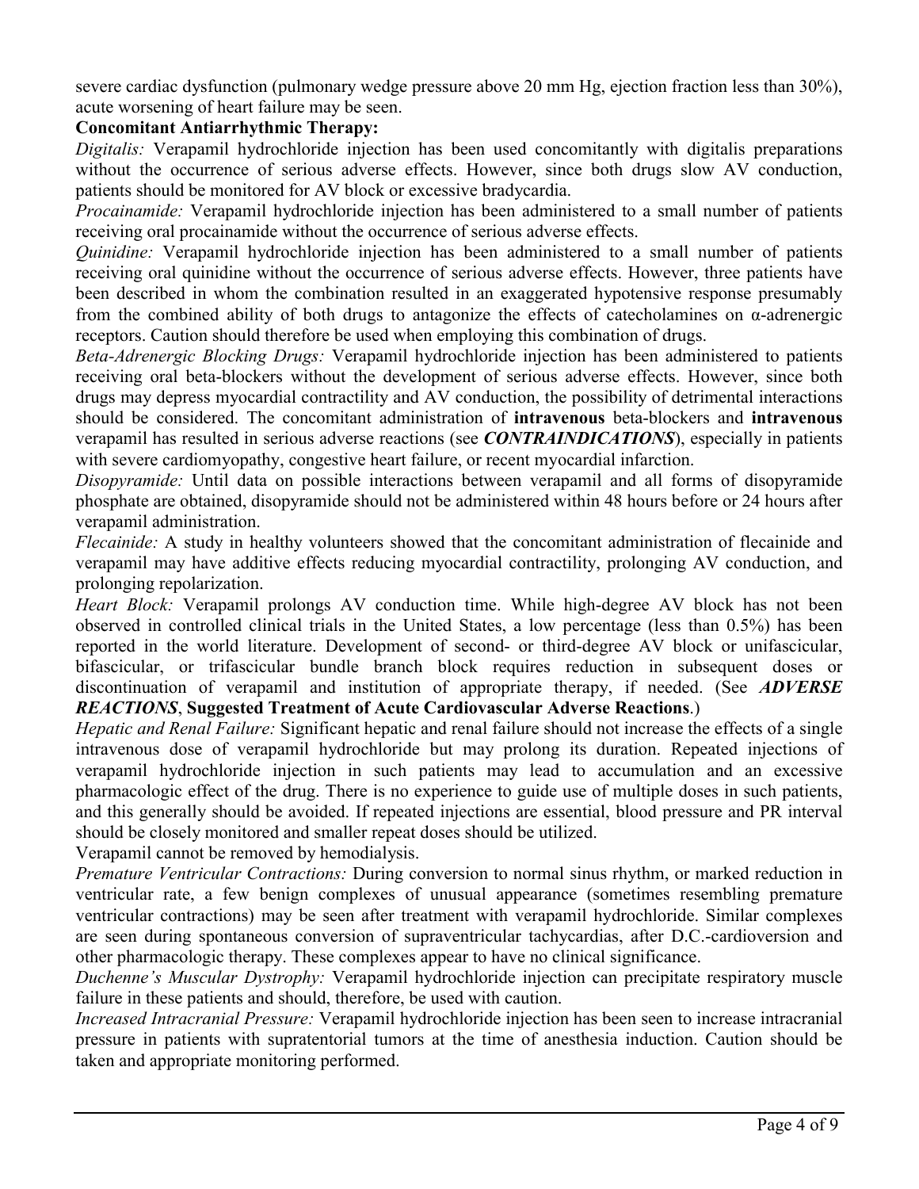severe cardiac dysfunction (pulmonary wedge pressure above 20 mm Hg, ejection fraction less than 30%), acute worsening of heart failure may be seen.

**Concomitant Antiarrhythmic Therapy:**

*Digitalis:* Verapamil hydrochloride injection has been used concomitantly with digitalis preparations without the occurrence of serious adverse effects. However, since both drugs slow AV conduction, patients should be monitored for AV block or excessive bradycardia.

*Procainamide:* Verapamil hydrochloride injection has been administered to a small number of patients receiving oral procainamide without the occurrence of serious adverse effects.

*Quinidine:* Verapamil hydrochloride injection has been administered to a small number of patients receiving oral quinidine without the occurrence of serious adverse effects. However, three patients have been described in whom the combination resulted in an exaggerated hypotensive response presumably from the combined ability of both drugs to antagonize the effects of catecholamines on α-adrenergic receptors. Caution should therefore be used when employing this combination of drugs.

*Beta-Adrenergic Blocking Drugs:* Verapamil hydrochloride injection has been administered to patients receiving oral beta-blockers without the development of serious adverse effects. However, since both drugs may depress myocardial contractility and AV conduction, the possibility of detrimental interactions should be considered. The concomitant administration of **intravenous** beta-blockers and **intravenous** verapamil has resulted in serious adverse reactions (see ***CONTRAINDICATIONS***), especially in patients with severe cardiomyopathy, congestive heart failure, or recent myocardial infarction.

*Disopyramide:* Until data on possible interactions between verapamil and all forms of disopyramide phosphate are obtained, disopyramide should not be administered within 48 hours before or 24 hours after verapamil administration.

*Flecainide:* A study in healthy volunteers showed that the concomitant administration of flecainide and verapamil may have additive effects reducing myocardial contractility, prolonging AV conduction, and prolonging repolarization.

*Heart Block:* Verapamil prolongs AV conduction time. While high-degree AV block has not been observed in controlled clinical trials in the United States, a low percentage (less than 0.5%) has been reported in the world literature. Development of second- or third-degree AV block or unifascicular, bifascicular, or trifascicular bundle branch block requires reduction in subsequent doses or discontinuation of verapamil and institution of appropriate therapy, if needed. (See ***ADVERSE REACTIONS***, **Suggested Treatment of Acute Cardiovascular Adverse Reactions**.)

*Hepatic and Renal Failure:* Significant hepatic and renal failure should not increase the effects of a single intravenous dose of verapamil hydrochloride but may prolong its duration. Repeated injections of verapamil hydrochloride injection in such patients may lead to accumulation and an excessive pharmacologic effect of the drug. There is no experience to guide use of multiple doses in such patients, and this generally should be avoided. If repeated injections are essential, blood pressure and PR interval should be closely monitored and smaller repeat doses should be utilized.

Verapamil cannot be removed by hemodialysis.

*Premature Ventricular Contractions:* During conversion to normal sinus rhythm, or marked reduction in ventricular rate, a few benign complexes of unusual appearance (sometimes resembling premature ventricular contractions) may be seen after treatment with verapamil hydrochloride. Similar complexes are seen during spontaneous conversion of supraventricular tachycardias, after D.C.-cardioversion and other pharmacologic therapy. These complexes appear to have no clinical significance.

*Duchenne's Muscular Dystrophy:* Verapamil hydrochloride injection can precipitate respiratory muscle failure in these patients and should, therefore, be used with caution.

*Increased Intracranial Pressure:* Verapamil hydrochloride injection has been seen to increase intracranial pressure in patients with supratentorial tumors at the time of anesthesia induction. Caution should be taken and appropriate monitoring performed.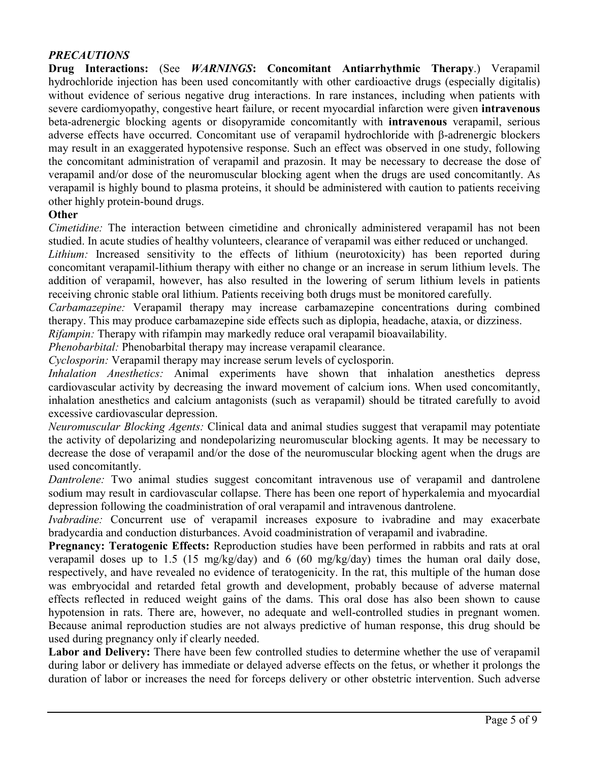## *PRECAUTIONS*

**Drug Interactions:** (See ***WARNINGS*: Concomitant Antiarrhythmic Therapy**.) Verapamil hydrochloride injection has been used concomitantly with other cardioactive drugs (especially digitalis) without evidence of serious negative drug interactions. In rare instances, including when patients with severe cardiomyopathy, congestive heart failure, or recent myocardial infarction were given **intravenous** beta-adrenergic blocking agents or disopyramide concomitantly with **intravenous** verapamil, serious adverse effects have occurred. Concomitant use of verapamil hydrochloride with β-adrenergic blockers may result in an exaggerated hypotensive response. Such an effect was observed in one study, following the concomitant administration of verapamil and prazosin. It may be necessary to decrease the dose of verapamil and/or dose of the neuromuscular blocking agent when the drugs are used concomitantly. As verapamil is highly bound to plasma proteins, it should be administered with caution to patients receiving other highly protein-bound drugs.

**Other**

*Cimetidine:* The interaction between cimetidine and chronically administered verapamil has not been studied. In acute studies of healthy volunteers, clearance of verapamil was either reduced or unchanged.

*Lithium:* Increased sensitivity to the effects of lithium (neurotoxicity) has been reported during concomitant verapamil-lithium therapy with either no change or an increase in serum lithium levels. The addition of verapamil, however, has also resulted in the lowering of serum lithium levels in patients receiving chronic stable oral lithium. Patients receiving both drugs must be monitored carefully.

*Carbamazepine:* Verapamil therapy may increase carbamazepine concentrations during combined therapy. This may produce carbamazepine side effects such as diplopia, headache, ataxia, or dizziness.

*Rifampin:* Therapy with rifampin may markedly reduce oral verapamil bioavailability.

*Phenobarbital:* Phenobarbital therapy may increase verapamil clearance.

*Cyclosporin:* Verapamil therapy may increase serum levels of cyclosporin.

*Inhalation Anesthetics:* Animal experiments have shown that inhalation anesthetics depress cardiovascular activity by decreasing the inward movement of calcium ions. When used concomitantly, inhalation anesthetics and calcium antagonists (such as verapamil) should be titrated carefully to avoid excessive cardiovascular depression.

*Neuromuscular Blocking Agents:* Clinical data and animal studies suggest that verapamil may potentiate the activity of depolarizing and nondepolarizing neuromuscular blocking agents. It may be necessary to decrease the dose of verapamil and/or the dose of the neuromuscular blocking agent when the drugs are used concomitantly.

*Dantrolene:* Two animal studies suggest concomitant intravenous use of verapamil and dantrolene sodium may result in cardiovascular collapse. There has been one report of hyperkalemia and myocardial depression following the coadministration of oral verapamil and intravenous dantrolene.

*Ivabradine:* Concurrent use of verapamil increases exposure to ivabradine and may exacerbate bradycardia and conduction disturbances. Avoid coadministration of verapamil and ivabradine.

**Pregnancy: Teratogenic Effects:** Reproduction studies have been performed in rabbits and rats at oral verapamil doses up to 1.5 (15 mg/kg/day) and 6 (60 mg/kg/day) times the human oral daily dose, respectively, and have revealed no evidence of teratogenicity. In the rat, this multiple of the human dose was embryocidal and retarded fetal growth and development, probably because of adverse maternal effects reflected in reduced weight gains of the dams. This oral dose has also been shown to cause hypotension in rats. There are, however, no adequate and well-controlled studies in pregnant women. Because animal reproduction studies are not always predictive of human response, this drug should be used during pregnancy only if clearly needed.

**Labor and Delivery:** There have been few controlled studies to determine whether the use of verapamil during labor or delivery has immediate or delayed adverse effects on the fetus, or whether it prolongs the duration of labor or increases the need for forceps delivery or other obstetric intervention. Such adverse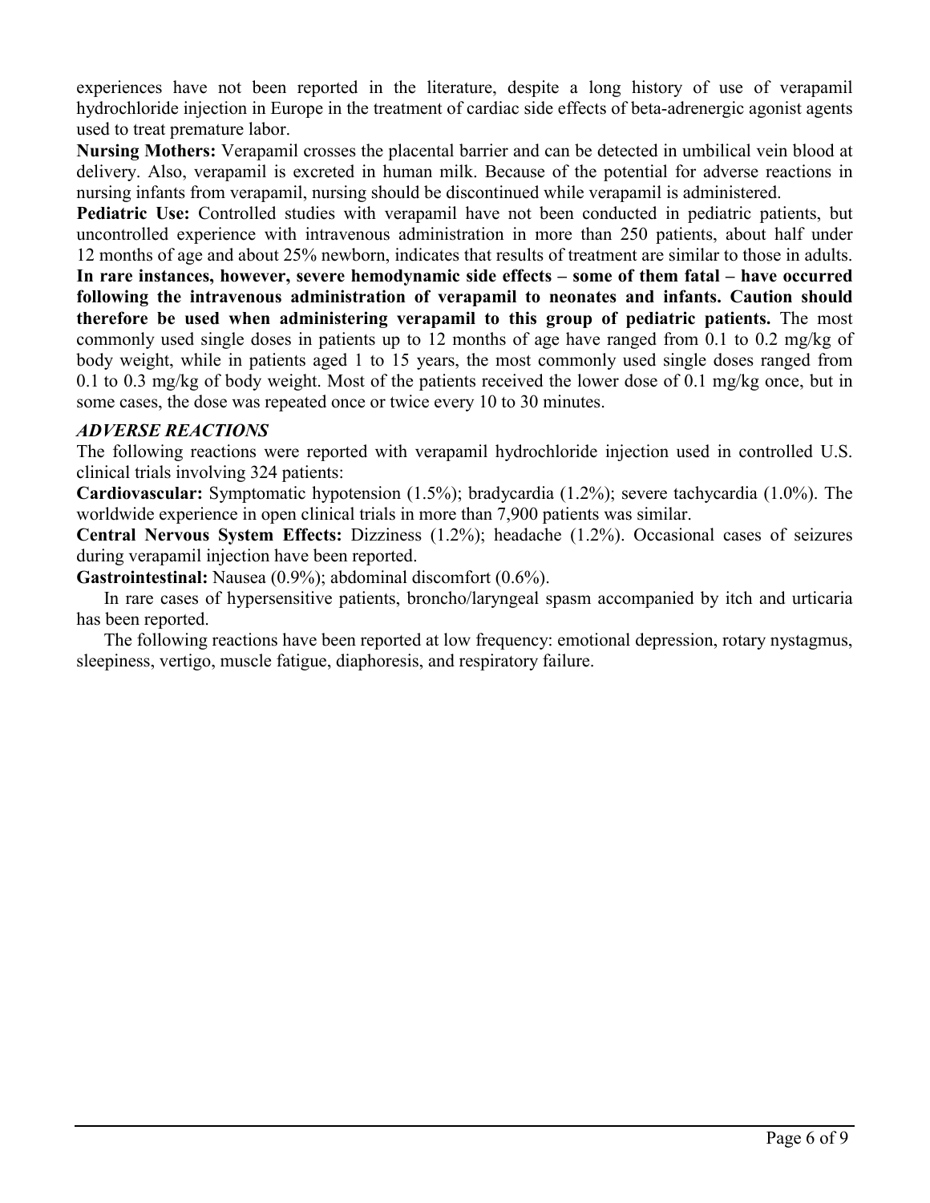experiences have not been reported in the literature, despite a long history of use of verapamil hydrochloride injection in Europe in the treatment of cardiac side effects of beta-adrenergic agonist agents used to treat premature labor.

**Nursing Mothers:** Verapamil crosses the placental barrier and can be detected in umbilical vein blood at delivery. Also, verapamil is excreted in human milk. Because of the potential for adverse reactions in nursing infants from verapamil, nursing should be discontinued while verapamil is administered.

**Pediatric Use:** Controlled studies with verapamil have not been conducted in pediatric patients, but uncontrolled experience with intravenous administration in more than 250 patients, about half under 12 months of age and about 25% newborn, indicates that results of treatment are similar to those in adults. **In rare instances, however, severe hemodynamic side effects – some of them fatal – have occurred following the intravenous administration of verapamil to neonates and infants. Caution should therefore be used when administering verapamil to this group of pediatric patients.** The most commonly used single doses in patients up to 12 months of age have ranged from 0.1 to 0.2 mg/kg of body weight, while in patients aged 1 to 15 years, the most commonly used single doses ranged from 0.1 to 0.3 mg/kg of body weight. Most of the patients received the lower dose of 0.1 mg/kg once, but in some cases, the dose was repeated once or twice every 10 to 30 minutes.

### *ADVERSE REACTIONS*

The following reactions were reported with verapamil hydrochloride injection used in controlled U.S. clinical trials involving 324 patients:

**Cardiovascular:** Symptomatic hypotension (1.5%); bradycardia (1.2%); severe tachycardia (1.0%). The worldwide experience in open clinical trials in more than 7,900 patients was similar.

**Central Nervous System Effects:** Dizziness (1.2%); headache (1.2%). Occasional cases of seizures during verapamil injection have been reported.

**Gastrointestinal:** Nausea (0.9%); abdominal discomfort (0.6%).

In rare cases of hypersensitive patients, broncho/laryngeal spasm accompanied by itch and urticaria has been reported.

The following reactions have been reported at low frequency: emotional depression, rotary nystagmus, sleepiness, vertigo, muscle fatigue, diaphoresis, and respiratory failure.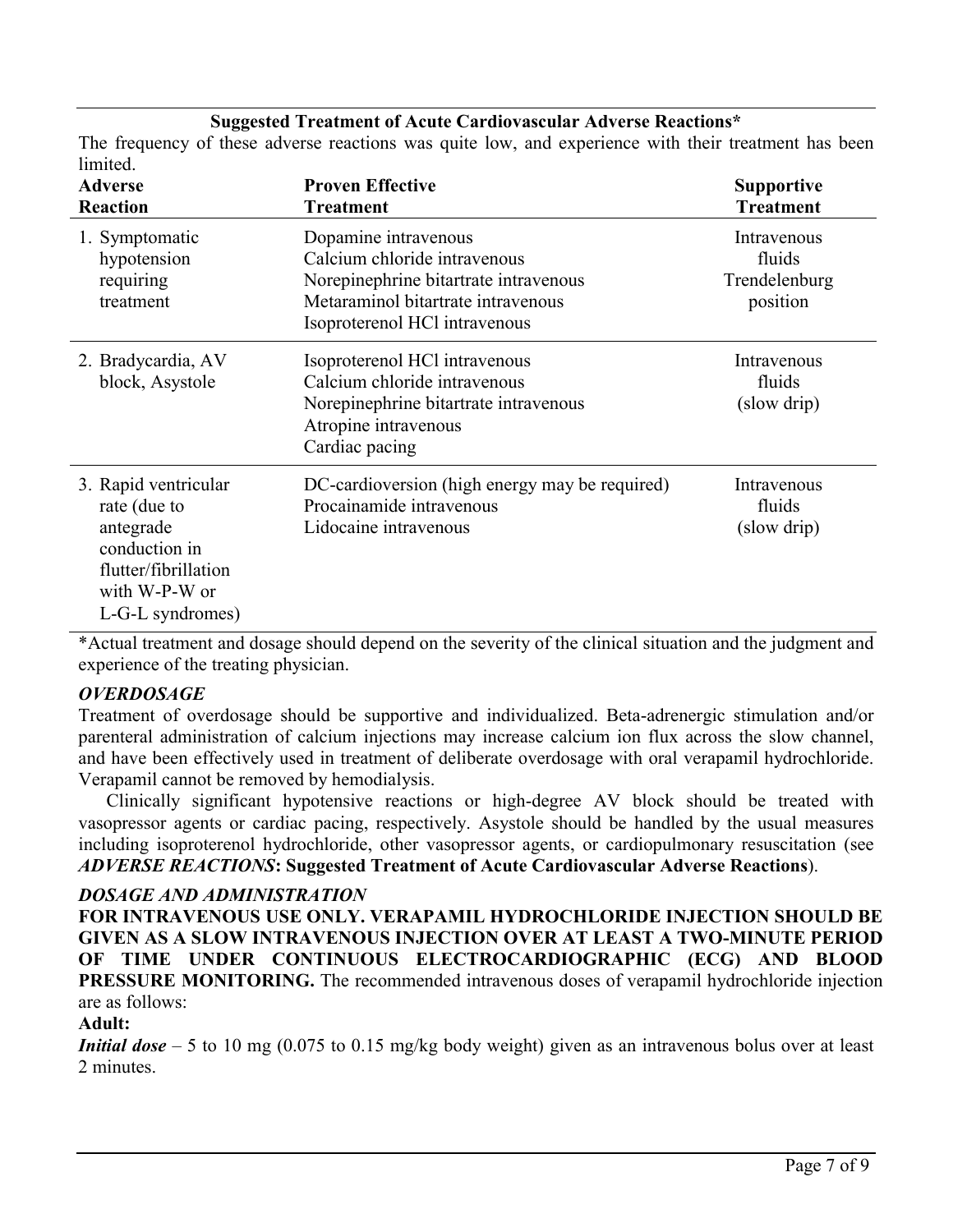**Suggested Treatment of Acute Cardiovascular Adverse Reactions***

The frequency of these adverse reactions was quite low, and experience with their treatment has been limited.

| Adverse Reaction | Proven Effective Treatment | Supportive Treatment |
|---|---|---|
| 1. Symptomatic hypotension requiring treatment | Dopamine intravenous<br>Calcium chloride intravenous<br>Norepinephrine bitartrate intravenous<br>Metaraminol bitartrate intravenous<br>Isoproterenol HCl intravenous | Intravenous fluids<br>Trendelenburg position |
| 2. Bradycardia, AV block, Asystole | Isoproterenol HCl intravenous<br>Calcium chloride intravenous<br>Norepinephrine bitartrate intravenous<br>Atropine intravenous<br>Cardiac pacing | Intravenous fluids (slow drip) |
| 3. Rapid ventricular rate (due to antegrade conduction in flutter/fibrillation with W-P-W or L-G-L syndromes) | DC-cardioversion (high energy may be required)<br>Procainamide intravenous<br>Lidocaine intravenous | Intravenous fluids (slow drip) |

*Actual treatment and dosage should depend on the severity of the clinical situation and the judgment and experience of the treating physician.

### *OVERDOSAGE*

Treatment of overdosage should be supportive and individualized. Beta-adrenergic stimulation and/or parenteral administration of calcium injections may increase calcium ion flux across the slow channel, and have been effectively used in treatment of deliberate overdosage with oral verapamil hydrochloride. Verapamil cannot be removed by hemodialysis.

Clinically significant hypotensive reactions or high-degree AV block should be treated with vasopressor agents or cardiac pacing, respectively. Asystole should be handled by the usual measures including isoproterenol hydrochloride, other vasopressor agents, or cardiopulmonary resuscitation (see ***ADVERSE REACTIONS*: Suggested Treatment of Acute Cardiovascular Adverse Reactions**).

### *DOSAGE AND ADMINISTRATION*

**FOR INTRAVENOUS USE ONLY. VERAPAMIL HYDROCHLORIDE INJECTION SHOULD BE GIVEN AS A SLOW INTRAVENOUS INJECTION OVER AT LEAST A TWO-MINUTE PERIOD OF TIME UNDER CONTINUOUS ELECTROCARDIOGRAPHIC (ECG) AND BLOOD PRESSURE MONITORING.** The recommended intravenous doses of verapamil hydrochloride injection are as follows:

**Adult:**

***Initial dose*** – 5 to 10 mg (0.075 to 0.15 mg/kg body weight) given as an intravenous bolus over at least 2 minutes.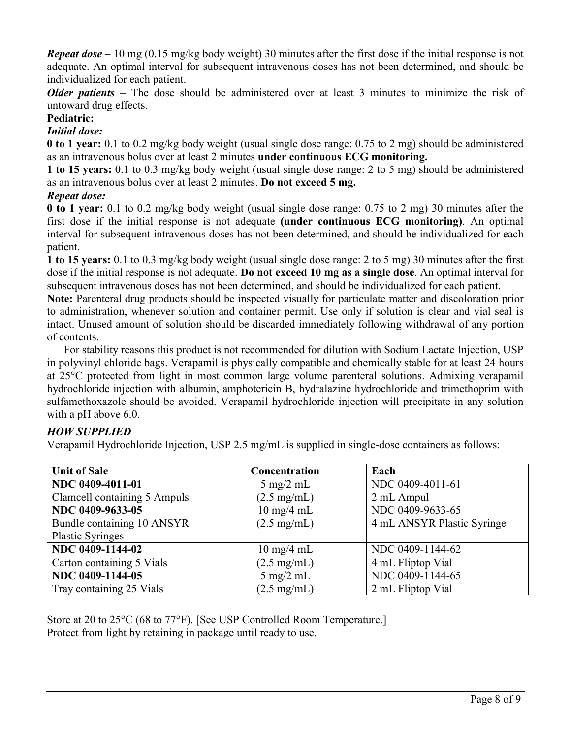***Repeat dose*** – 10 mg (0.15 mg/kg body weight) 30 minutes after the first dose if the initial response is not adequate. An optimal interval for subsequent intravenous doses has not been determined, and should be individualized for each patient.

***Older patients*** – The dose should be administered over at least 3 minutes to minimize the risk of untoward drug effects.

**Pediatric:**

***Initial dose:***

**0 to 1 year:** 0.1 to 0.2 mg/kg body weight (usual single dose range: 0.75 to 2 mg) should be administered as an intravenous bolus over at least 2 minutes **under continuous ECG monitoring.**

**1 to 15 years:** 0.1 to 0.3 mg/kg body weight (usual single dose range: 2 to 5 mg) should be administered as an intravenous bolus over at least 2 minutes. **Do not exceed 5 mg.**

***Repeat dose:***

**0 to 1 year:** 0.1 to 0.2 mg/kg body weight (usual single dose range: 0.75 to 2 mg) 30 minutes after the first dose if the initial response is not adequate **(under continuous ECG monitoring)**. An optimal interval for subsequent intravenous doses has not been determined, and should be individualized for each patient.

**1 to 15 years:** 0.1 to 0.3 mg/kg body weight (usual single dose range: 2 to 5 mg) 30 minutes after the first dose if the initial response is not adequate. **Do not exceed 10 mg as a single dose**. An optimal interval for subsequent intravenous doses has not been determined, and should be individualized for each patient.

**Note:** Parenteral drug products should be inspected visually for particulate matter and discoloration prior to administration, whenever solution and container permit. Use only if solution is clear and vial seal is intact. Unused amount of solution should be discarded immediately following withdrawal of any portion of contents.

For stability reasons this product is not recommended for dilution with Sodium Lactate Injection, USP in polyvinyl chloride bags. Verapamil is physically compatible and chemically stable for at least 24 hours at 25°C protected from light in most common large volume parenteral solutions. Admixing verapamil hydrochloride injection with albumin, amphotericin B, hydralazine hydrochloride and trimethoprim with sulfamethoxazole should be avoided. Verapamil hydrochloride injection will precipitate in any solution with a pH above 6.0.

### *HOW SUPPLIED*

Verapamil Hydrochloride Injection, USP 2.5 mg/mL is supplied in single-dose containers as follows:

| Unit of Sale | Concentration | Each |
|---|---|---|
| **NDC 0409-4011-01** Clamcell containing 5 Ampuls | 5 mg/2 mL (2.5 mg/mL) | NDC 0409-4011-61 2 mL Ampul |
| **NDC 0409-9633-05** Bundle containing 10 ANSYR Plastic Syringes | 10 mg/4 mL (2.5 mg/mL) | NDC 0409-9633-65 4 mL ANSYR Plastic Syringe |
| **NDC 0409-1144-02** Carton containing 5 Vials | 10 mg/4 mL (2.5 mg/mL) | NDC 0409-1144-62 4 mL Fliptop Vial |
| **NDC 0409-1144-05** Tray containing 25 Vials | 5 mg/2 mL (2.5 mg/mL) | NDC 0409-1144-65 2 mL Fliptop Vial |

Store at 20 to 25°C (68 to 77°F). [See USP Controlled Room Temperature.]
Protect from light by retaining in package until ready to use.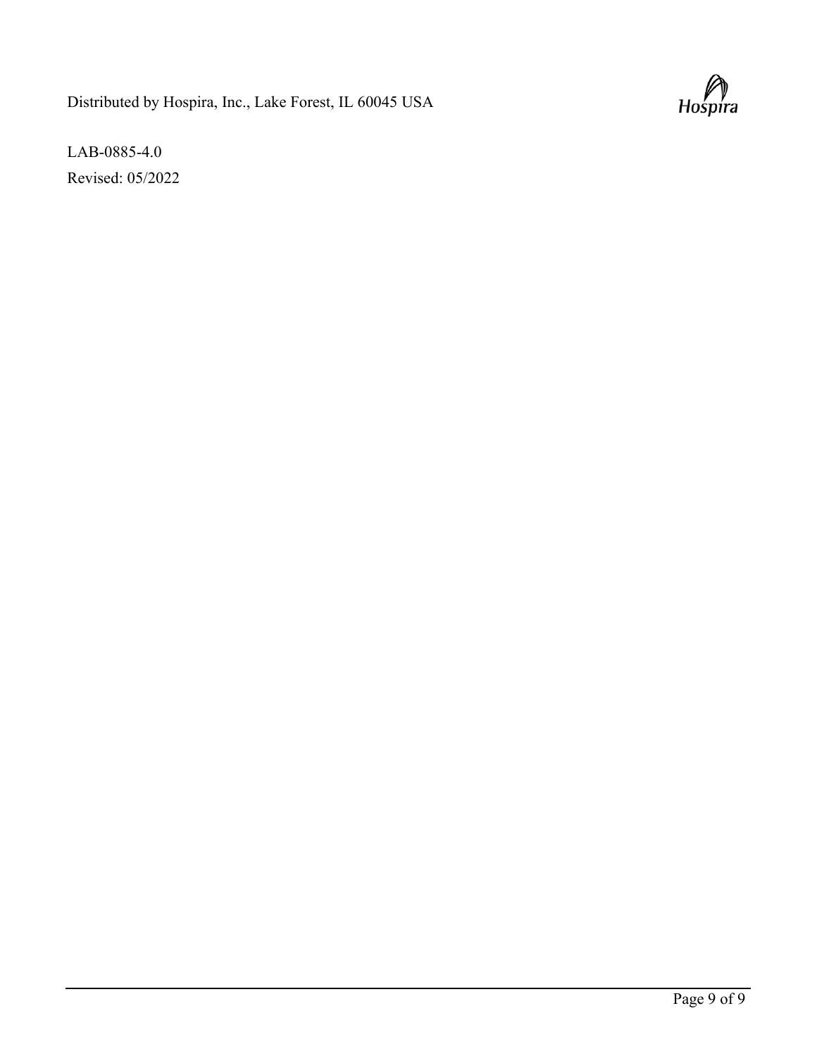Distributed by Hospira, Inc., Lake Forest, IL 60045 USA

LAB-0885-4.0

Revised: 05/2022